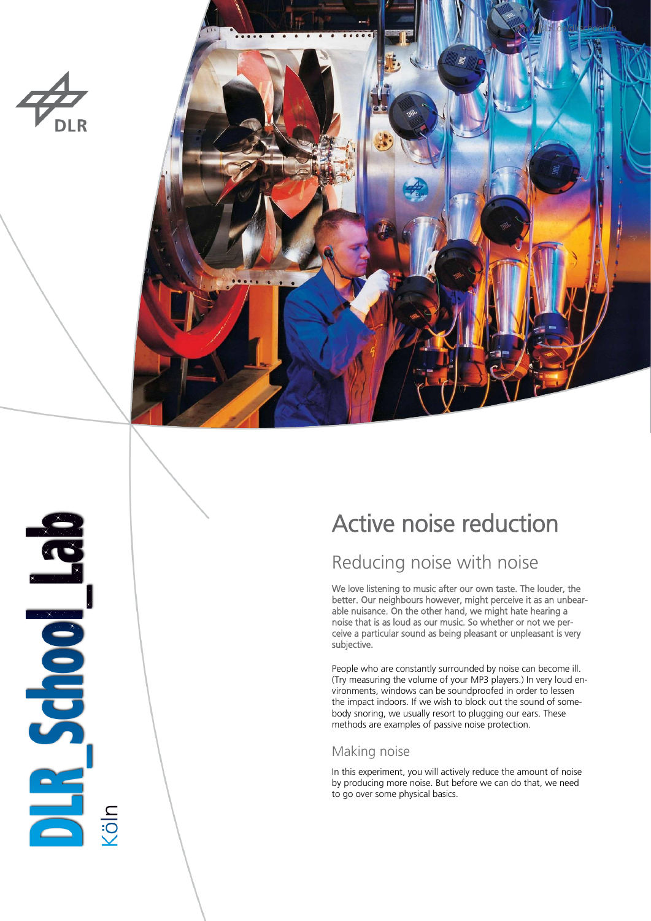# Active noise reduction

## Reducing noise with noise

We love listening to music after our own taste. The louder, the better. Our neighbours however, might perceive it as an unbearable nuisance. On the other hand, we might hate hearing a noise that is as loud as our music. So whether or not we perceive a particular sound as being pleasant or unpleasant is very subjective.

People who are constantly surrounded by noise can become ill. (Try measuring the volume of your MP3 players.) In very loud environments, windows can be soundproofed in order to lessen the impact indoors. If we wish to block out the sound of somebody snoring, we usually resort to plugging our ears. These methods are examples of passive noise protection.

### Making noise

In this experiment, you will actively reduce the amount of noise by producing more noise. But before we can do that, we need to go over some physical basics.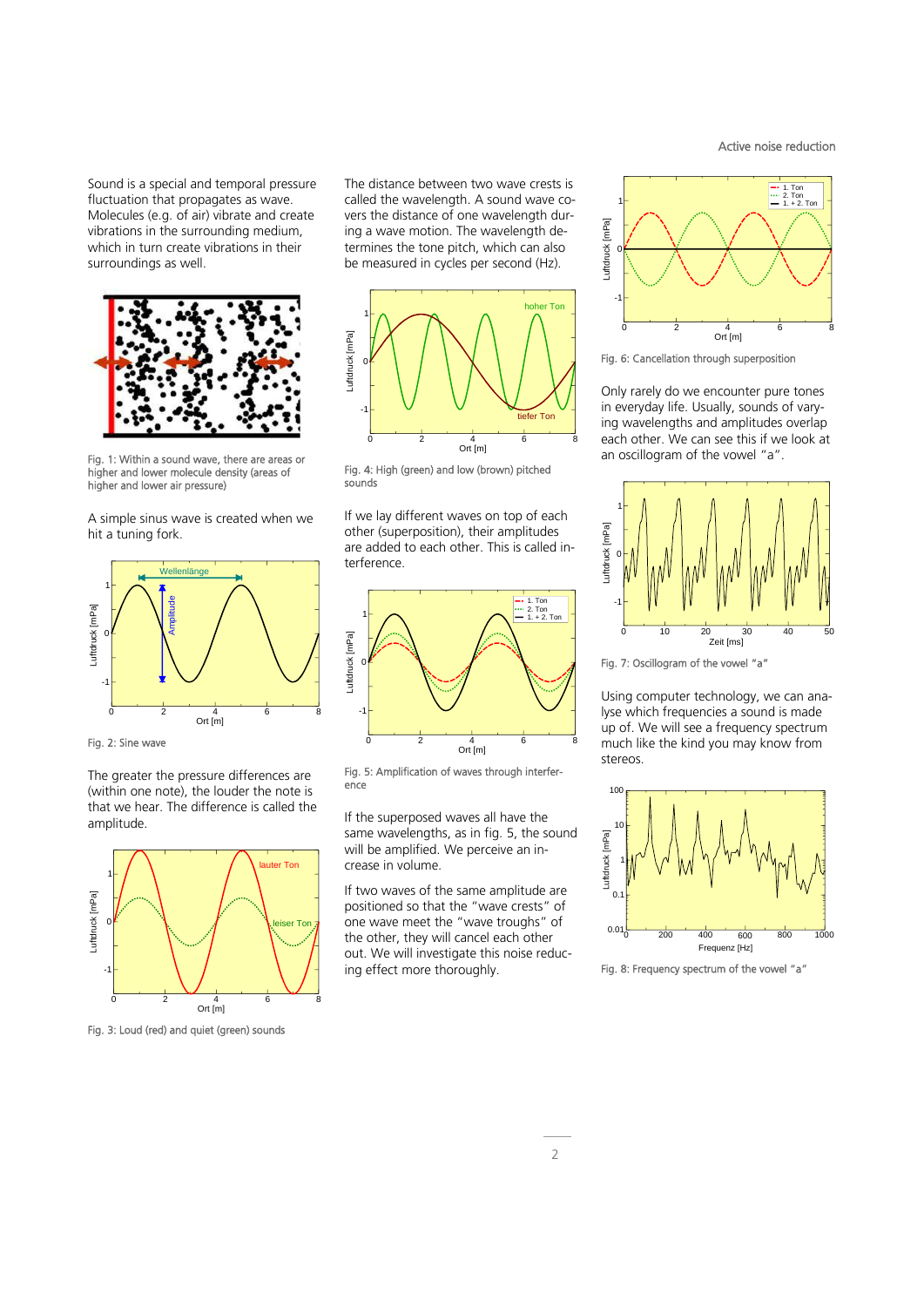Sound is a special and temporal pressure fluctuation that propagates as wave. Molecules (e.g. of air) vibrate and create vibrations in the surrounding medium, which in turn create vibrations in their surroundings as well.

Fig. 1: Within a sound wave, there are areas or higher and lower molecule density (areas of higher and lower air pressure)

A simple sinus wave is created when we hit a tuning fork.

Fig. 2: Sine wave

The greater the pressure differences are (within one note), the louder the note is that we hear. The difference is called the amplitude.

Fig. 3: Loud (red) and quiet (green) sounds

The distance between two wave crests is called the wavelength. A sound wave covers the distance of one wavelength during a wave motion. The wavelength determines the tone pitch, which can also be measured in cycles per second (Hz).

Fig. 4: High (green) and low (brown) pitched sounds

If we lay different waves on top of each other (superposition), their amplitudes are added to each other. This is called interference.

Fig. 5: Amplification of waves through interference

If the superposed waves all have the same wavelengths, as in fig. 5, the sound will be amplified. We perceive an increase in volume.

If two waves of the same amplitude are positioned so that the "wave crests" of one wave meet the "wave troughs" of the other, they will cancel each other out. We will investigate this noise reducing effect more thoroughly.

Fig. 6: Cancellation through superposition

Only rarely do we encounter pure tones in everyday life. Usually, sounds of varying wavelengths and amplitudes overlap each other. We can see this if we look at an oscillogram of the vowel "a".

Fig. 7: Oscillogram of the vowel "a"

Using computer technology, we can analyse which frequencies a sound is made up of. We will see a frequency spectrum much like the kind you may know from stereos.

Fig. 8: Frequency spectrum of the vowel "a"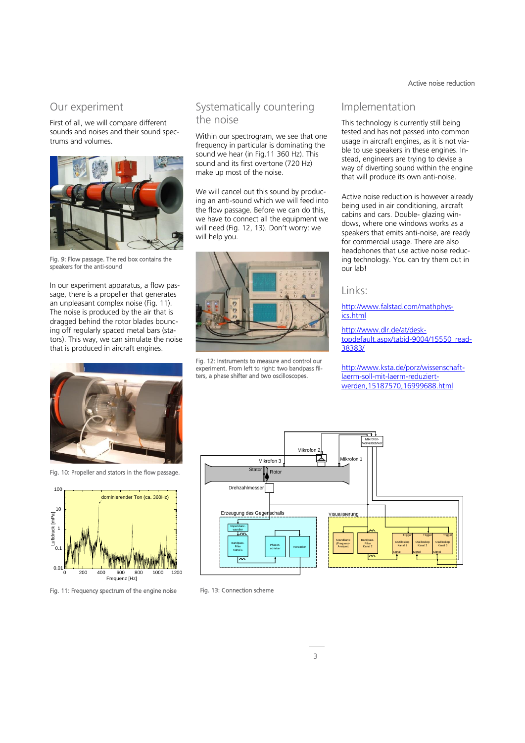## Our experiment

First of all, we will compare different sounds and noises and their sound spectrums and volumes.

Fig. 9: Flow passage. The red box contains the speakers for the anti-sound

In our experiment apparatus, a flow passage, there is a propeller that generates an unpleasant complex noise (Fig. 11). The noise is produced by the air that is dragged behind the rotor blades bouncing off regularly spaced metal bars (stators). This way, we can simulate the noise that is produced in aircraft engines.

Fig. 10: Propeller and stators in the flow passage.

Fig. 11: Frequency spectrum of the engine noise

## Systematically countering the noise

Within our spectrogram, we see that one frequency in particular is dominating the sound we hear (in Fig.11 360 Hz). This sound and its first overtone (720 Hz) make up most of the noise.

We will cancel out this sound by producing an anti-sound which we will feed into the flow passage. Before we can do this, we have to connect all the equipment we will need (Fig. 12, 13). Don't worry: we will help you.

Fig. 12: Instruments to measure and control our experiment. From left to right: two bandpass filters, a phase shifter and two oscilloscopes.

Fig. 13: Connection scheme

## Implementation

This technology is currently still being tested and has not passed into common usage in aircraft engines, as it is not viable to use speakers in these engines. Instead, engineers are trying to devise a way of diverting sound within the engine that will produce its own anti-noise.

Active noise reduction is however already being used in air conditioning, aircraft cabins and cars. Double- glazing windows, where one windows works as a speakers that emits anti-noise, are ready for commercial usage. There are also headphones that use active noise reducing technology. You can try them out in our lab!

## Links:

http://www.falstad.com/mathphysics.html

http://www.dlr.de/at/desktopdefault.aspx/tabid-9004/15550_read-38383/

http://www.ksta.de/porz/wissenschaft-laerm-soll-mit-laerm-reduziert-werden,15187570,16999688.html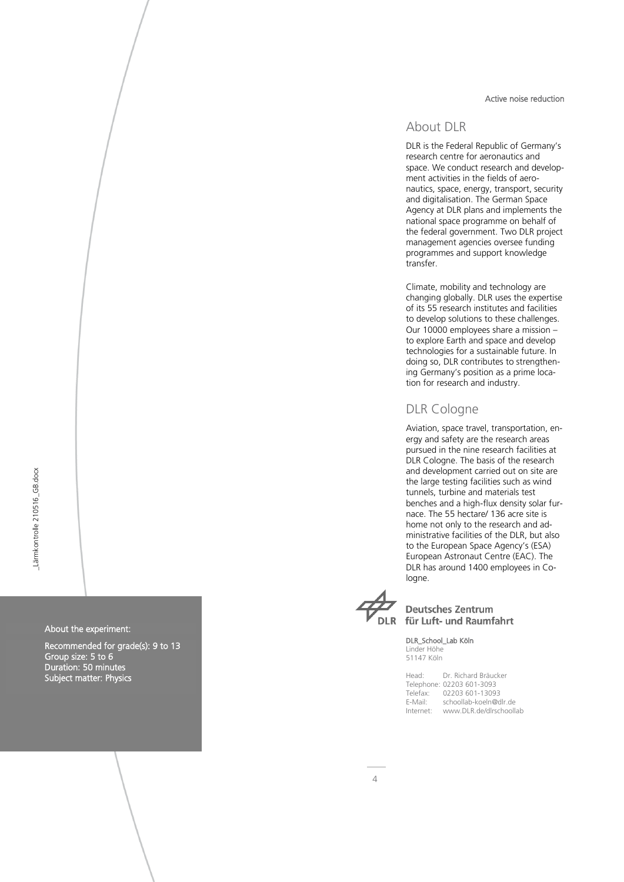## About DLR

DLR is the Federal Republic of Germany's research centre for aeronautics and space. We conduct research and development activities in the fields of aeronautics, space, energy, transport, security and digitalisation. The German Space Agency at DLR plans and implements the national space programme on behalf of the federal government. Two DLR project management agencies oversee funding programmes and support knowledge transfer.

Climate, mobility and technology are changing globally. DLR uses the expertise of its 55 research institutes and facilities to develop solutions to these challenges. Our 10000 employees share a mission – to explore Earth and space and develop technologies for a sustainable future. In doing so, DLR contributes to strengthening Germany's position as a prime location for research and industry.

## DLR Cologne

Aviation, space travel, transportation, energy and safety are the research areas pursued in the nine research facilities at DLR Cologne. The basis of the research and development carried out on site are the large testing facilities such as wind tunnels, turbine and materials test benches and a high-flux density solar furnace. The 55 hectare/ 136 acre site is home not only to the research and administrative facilities of the DLR, but also to the European Space Agency's (ESA) European Astronaut Centre (EAC). The DLR has around 1400 employees in Cologne.

About the experiment:

Recommended for grade(s): 9 to 13
Group size: 5 to 6
Duration: 50 minutes
Subject matter: Physics

**Deutsches Zentrum für Luft- und Raumfahrt**

**DLR_School_Lab Köln**
Linder Höhe
51147 Köln

Head: Dr. Richard Bräucker
Telephone: 02203 601-3093
Telefax: 02203 601-13093
E-Mail: schoollab-koeln@dlr.de
Internet: www.DLR.de/dlrschoollab